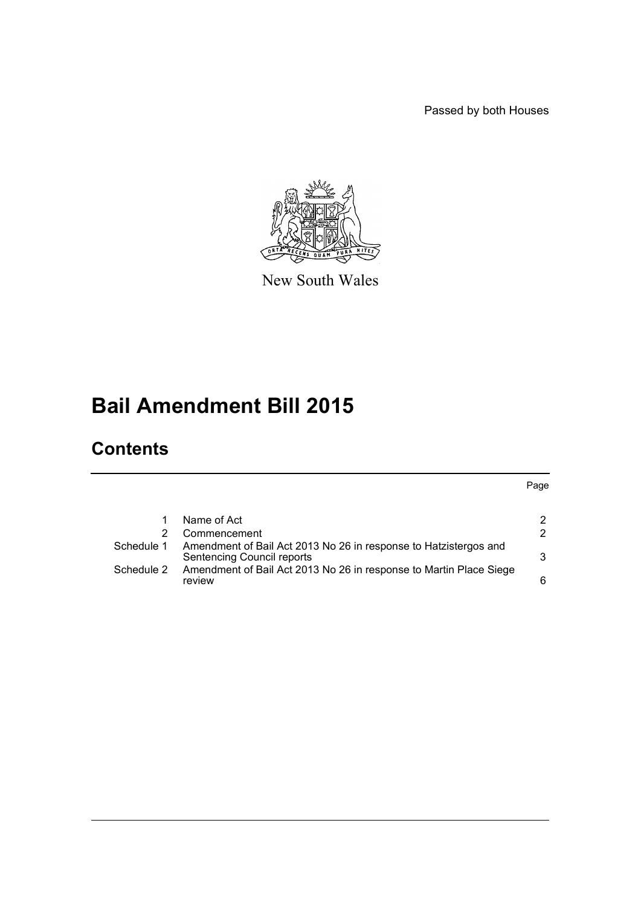Passed by both Houses

New South Wales

# Bail Amendment Bill 2015

## Contents

| | | Page |
|---|---|---|
| 1 | Name of Act | 2 |
| 2 | Commencement | 2 |
| Schedule 1 | Amendment of Bail Act 2013 No 26 in response to Hatzistergos and Sentencing Council reports | 3 |
| Schedule 2 | Amendment of Bail Act 2013 No 26 in response to Martin Place Siege review | 6 |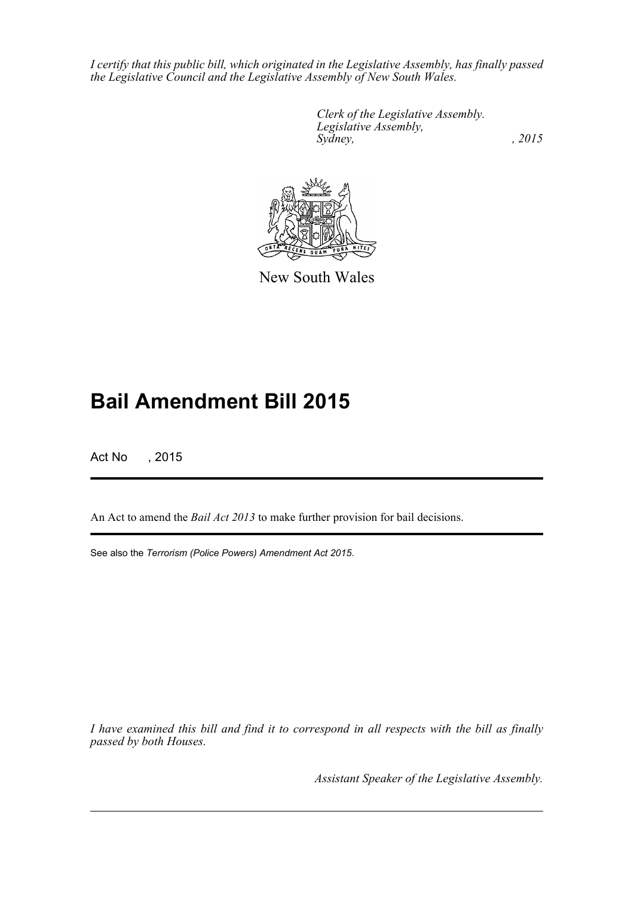*I certify that this public bill, which originated in the Legislative Assembly, has finally passed the Legislative Council and the Legislative Assembly of New South Wales.*

*Clerk of the Legislative Assembly.*
*Legislative Assembly,*
*Sydney, , 2015*

New South Wales

# Bail Amendment Bill 2015

Act No , 2015

An Act to amend the *Bail Act 2013* to make further provision for bail decisions.

See also the *Terrorism (Police Powers) Amendment Act 2015*.

*I have examined this bill and find it to correspond in all respects with the bill as finally passed by both Houses.*

*Assistant Speaker of the Legislative Assembly.*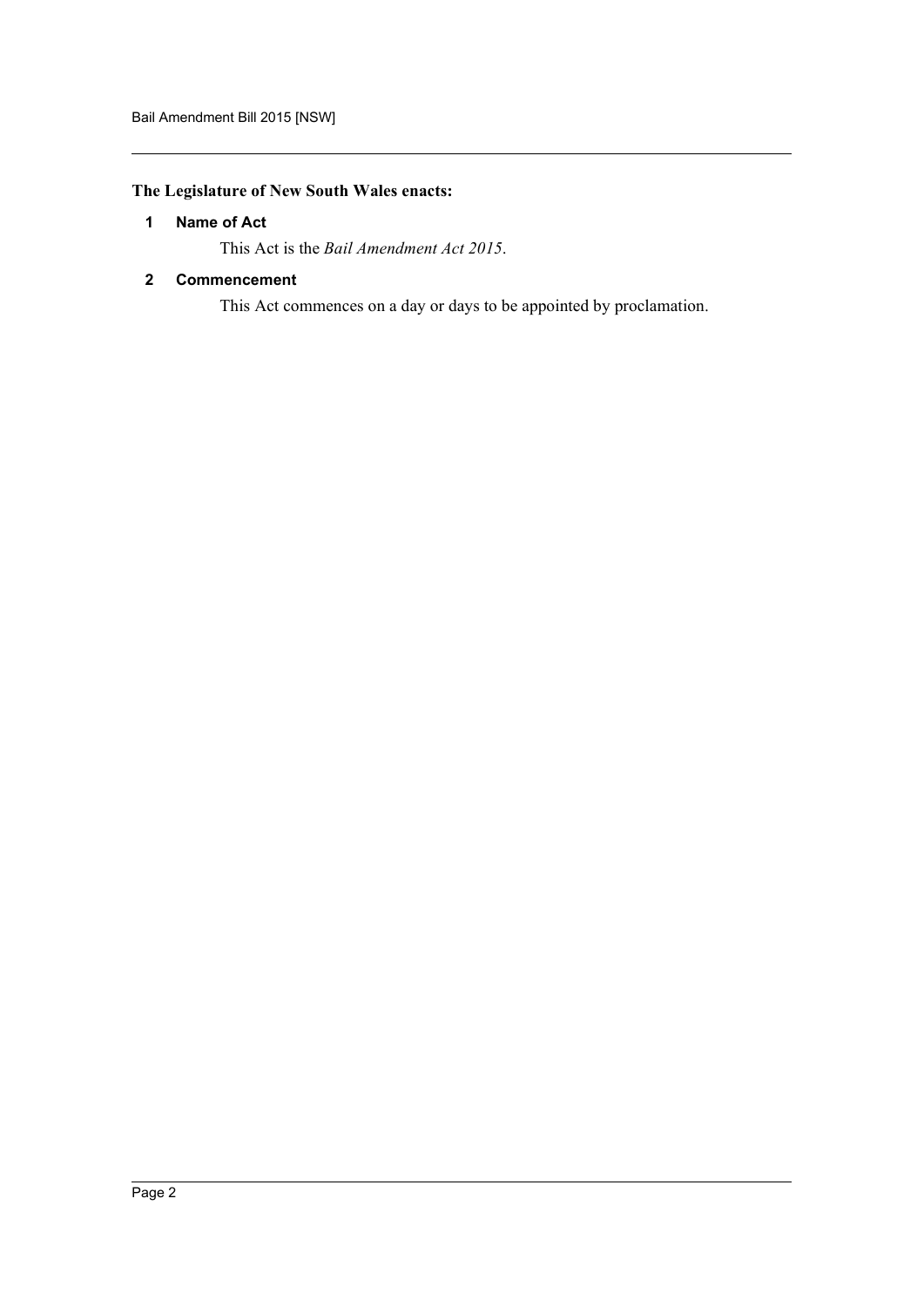**The Legislature of New South Wales enacts:**

### 1 Name of Act

This Act is the *Bail Amendment Act 2015*.

### 2 Commencement

This Act commences on a day or days to be appointed by proclamation.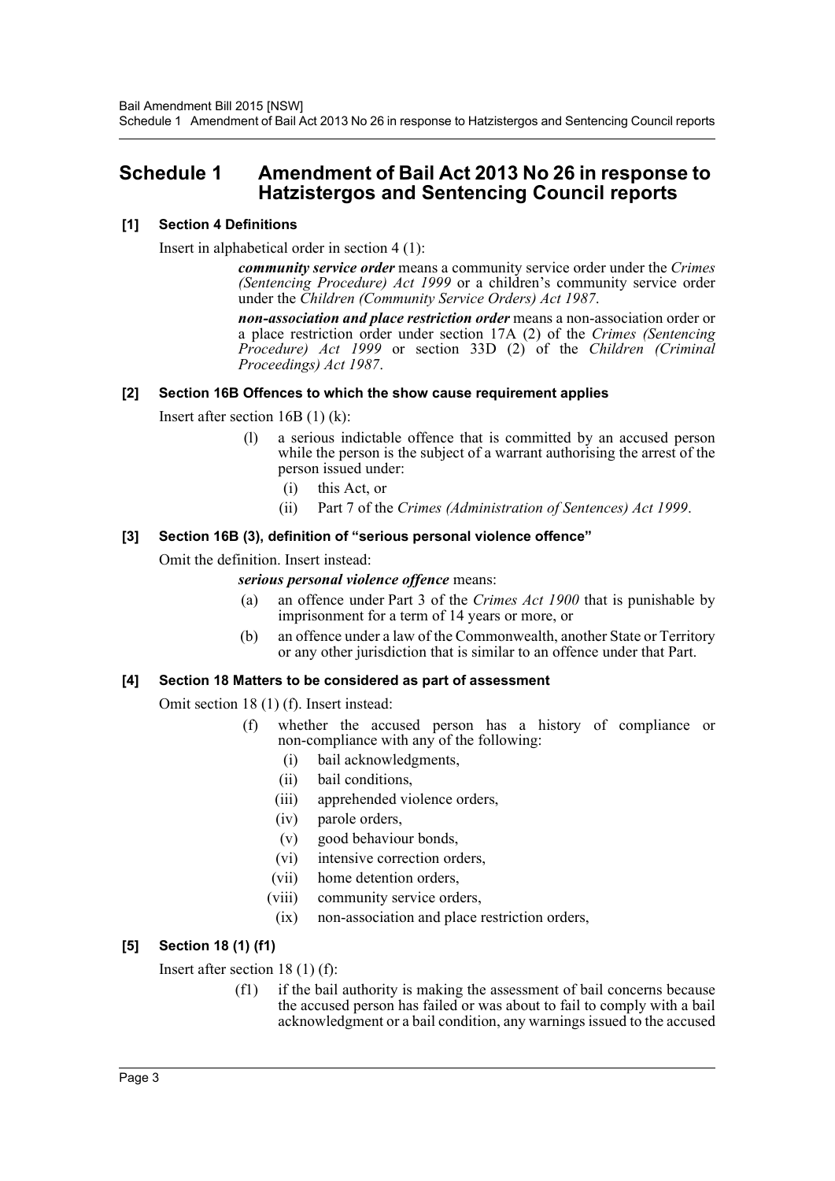# Schedule 1 Amendment of Bail Act 2013 No 26 in response to Hatzistergos and Sentencing Council reports

**[1] Section 4 Definitions**

Insert in alphabetical order in section 4 (1):

> ***community service order*** means a community service order under the *Crimes (Sentencing Procedure) Act 1999* or a children's community service order under the *Children (Community Service Orders) Act 1987*.
>
> ***non-association and place restriction order*** means a non-association order or a place restriction order under section 17A (2) of the *Crimes (Sentencing Procedure) Act 1999* or section 33D (2) of the *Children (Criminal Proceedings) Act 1987*.

**[2] Section 16B Offences to which the show cause requirement applies**

Insert after section 16B (1) (k):

> (l) a serious indictable offence that is committed by an accused person while the person is the subject of a warrant authorising the arrest of the person issued under:
>
> (i) this Act, or
>
> (ii) Part 7 of the *Crimes (Administration of Sentences) Act 1999*.

**[3] Section 16B (3), definition of "serious personal violence offence"**

Omit the definition. Insert instead:

> ***serious personal violence offence*** means:
>
> (a) an offence under Part 3 of the *Crimes Act 1900* that is punishable by imprisonment for a term of 14 years or more, or
>
> (b) an offence under a law of the Commonwealth, another State or Territory or any other jurisdiction that is similar to an offence under that Part.

**[4] Section 18 Matters to be considered as part of assessment**

Omit section 18 (1) (f). Insert instead:

> (f) whether the accused person has a history of compliance or non-compliance with any of the following:
>
> (i) bail acknowledgments,
>
> (ii) bail conditions,
>
> (iii) apprehended violence orders,
>
> (iv) parole orders,
>
> (v) good behaviour bonds,
>
> (vi) intensive correction orders,
>
> (vii) home detention orders,
>
> (viii) community service orders,
>
> (ix) non-association and place restriction orders,

**[5] Section 18 (1) (f1)**

Insert after section 18 (1) (f):

> (f1) if the bail authority is making the assessment of bail concerns because the accused person has failed or was about to fail to comply with a bail acknowledgment or a bail condition, any warnings issued to the accused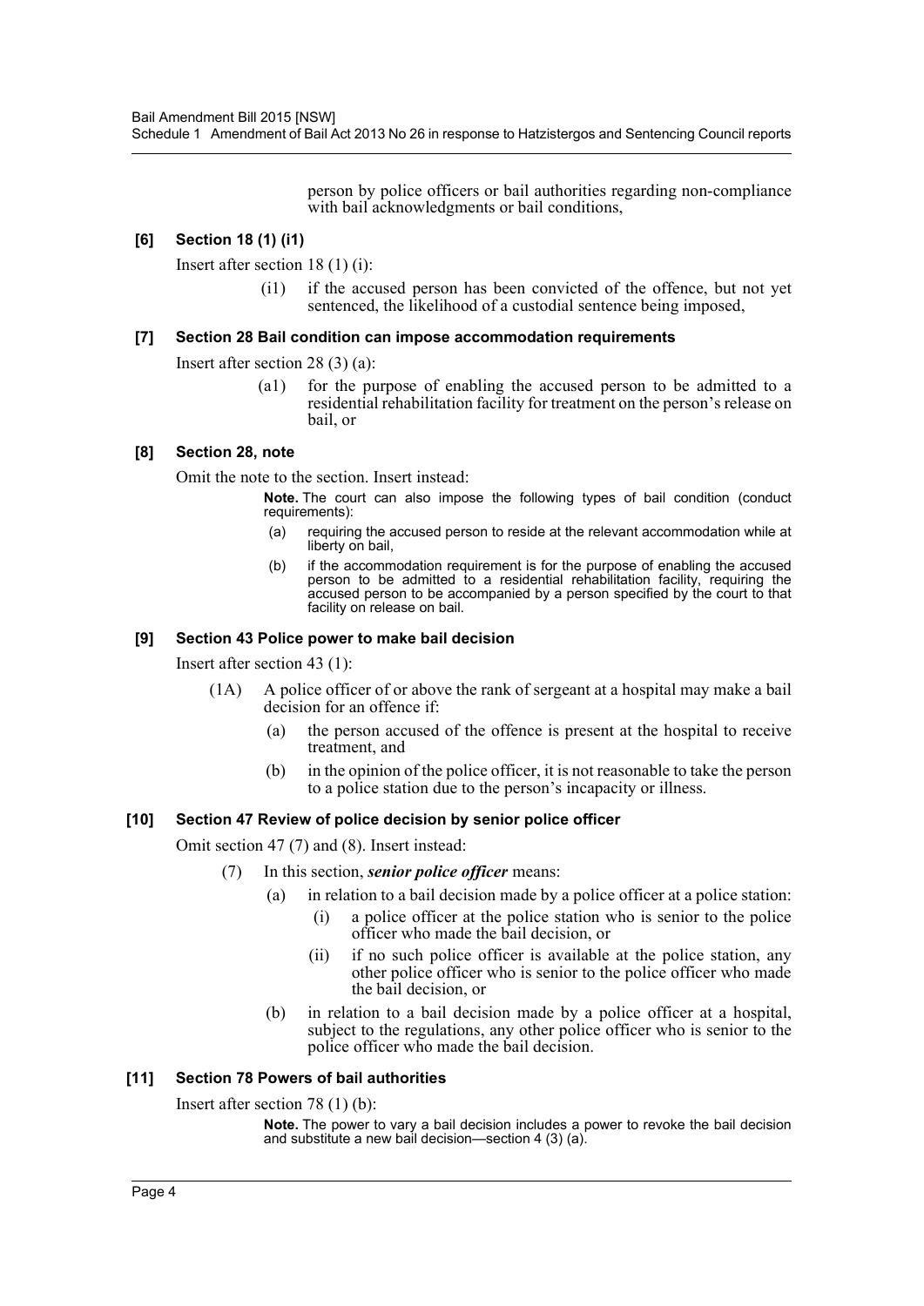person by police officers or bail authorities regarding non-compliance with bail acknowledgments or bail conditions,

### [6] Section 18 (1) (i1)

Insert after section 18 (1) (i):

(i1) if the accused person has been convicted of the offence, but not yet sentenced, the likelihood of a custodial sentence being imposed,

### [7] Section 28 Bail condition can impose accommodation requirements

Insert after section 28 (3) (a):

(a1) for the purpose of enabling the accused person to be admitted to a residential rehabilitation facility for treatment on the person's release on bail, or

### [8] Section 28, note

Omit the note to the section. Insert instead:

**Note.** The court can also impose the following types of bail condition (conduct requirements):

(a) requiring the accused person to reside at the relevant accommodation while at liberty on bail,

(b) if the accommodation requirement is for the purpose of enabling the accused person to be admitted to a residential rehabilitation facility, requiring the accused person to be accompanied by a person specified by the court to that facility on release on bail.

### [9] Section 43 Police power to make bail decision

Insert after section 43 (1):

(1A) A police officer of or above the rank of sergeant at a hospital may make a bail decision for an offence if:

(a) the person accused of the offence is present at the hospital to receive treatment, and

(b) in the opinion of the police officer, it is not reasonable to take the person to a police station due to the person's incapacity or illness.

### [10] Section 47 Review of police decision by senior police officer

Omit section 47 (7) and (8). Insert instead:

(7) In this section, ***senior police officer*** means:

(a) in relation to a bail decision made by a police officer at a police station:

(i) a police officer at the police station who is senior to the police officer who made the bail decision, or

(ii) if no such police officer is available at the police station, any other police officer who is senior to the police officer who made the bail decision, or

(b) in relation to a bail decision made by a police officer at a hospital, subject to the regulations, any other police officer who is senior to the police officer who made the bail decision.

### [11] Section 78 Powers of bail authorities

Insert after section 78 (1) (b):

**Note.** The power to vary a bail decision includes a power to revoke the bail decision and substitute a new bail decision—section 4 (3) (a).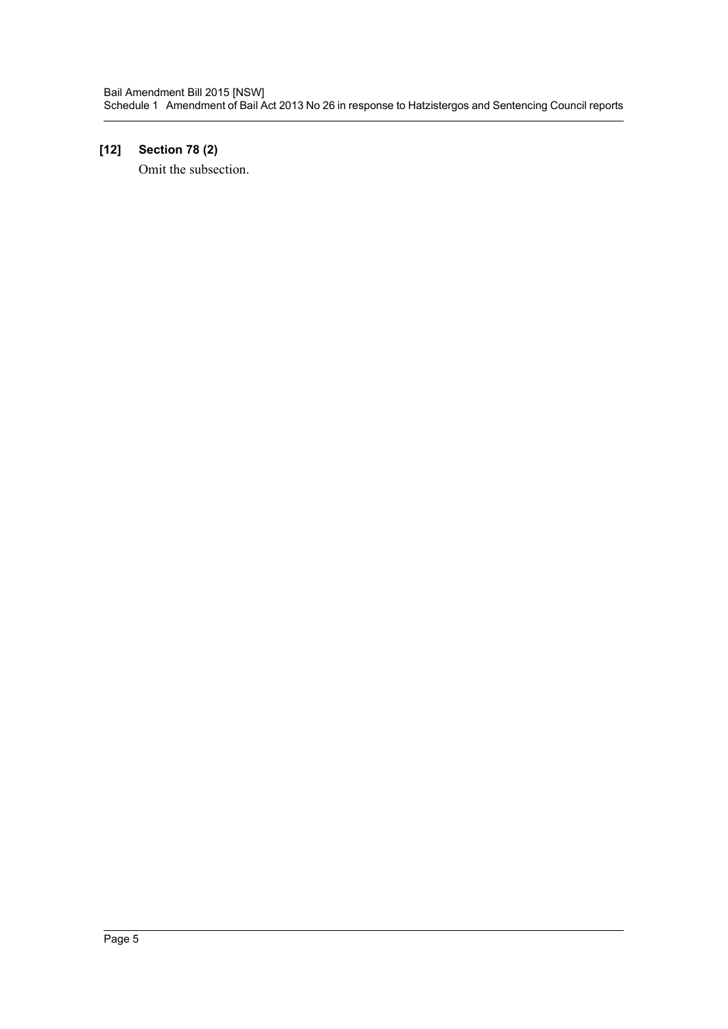**[12] Section 78 (2)**

Omit the subsection.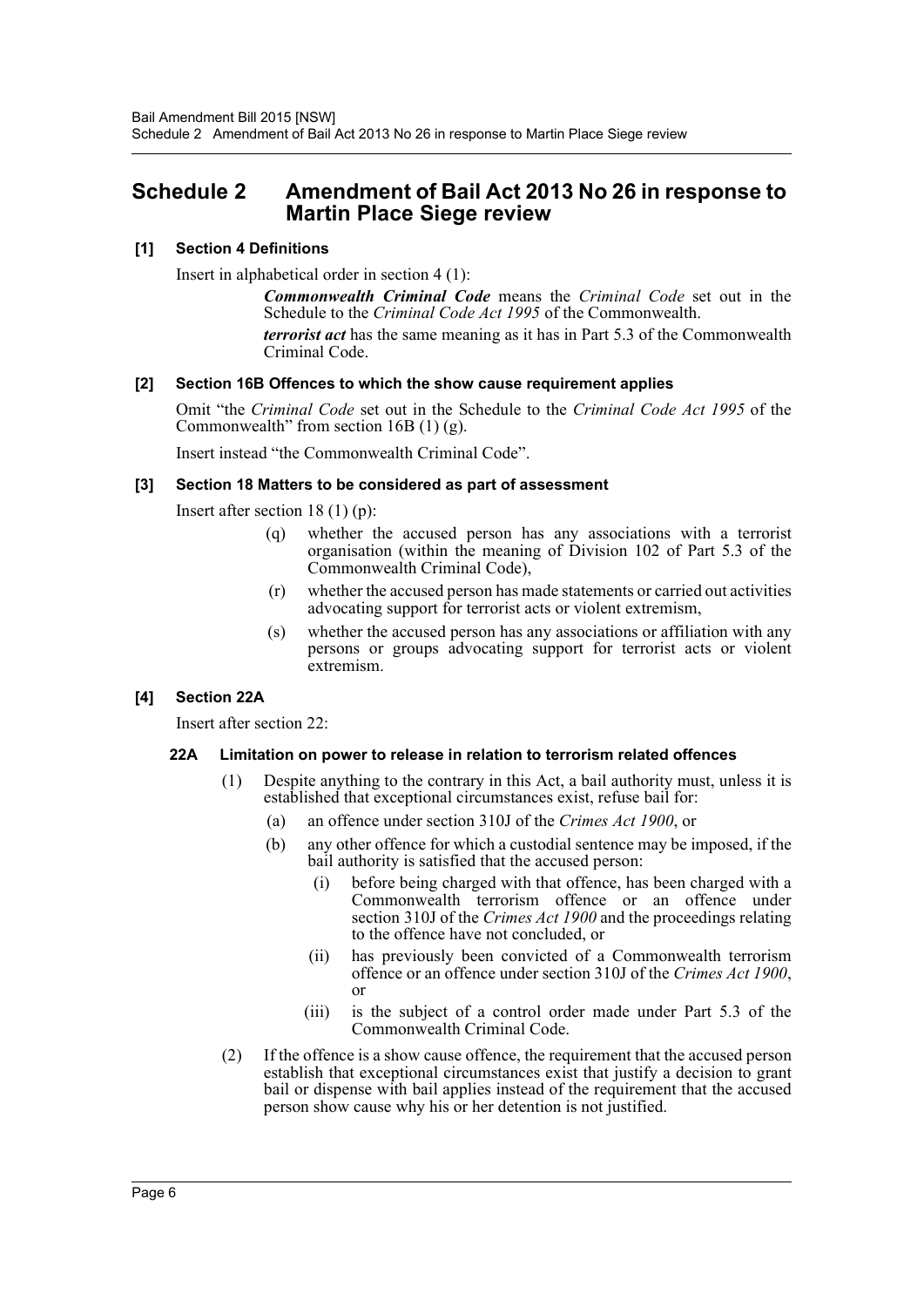## Schedule 2 Amendment of Bail Act 2013 No 26 in response to Martin Place Siege review

### [1] Section 4 Definitions

Insert in alphabetical order in section 4 (1):

> ***Commonwealth Criminal Code*** means the *Criminal Code* set out in the Schedule to the *Criminal Code Act 1995* of the Commonwealth.
>
> ***terrorist act*** has the same meaning as it has in Part 5.3 of the Commonwealth Criminal Code.

### [2] Section 16B Offences to which the show cause requirement applies

Omit "the *Criminal Code* set out in the Schedule to the *Criminal Code Act 1995* of the Commonwealth" from section 16B (1) (g).

Insert instead "the Commonwealth Criminal Code".

### [3] Section 18 Matters to be considered as part of assessment

Insert after section 18 (1) (p):

> (q) whether the accused person has any associations with a terrorist organisation (within the meaning of Division 102 of Part 5.3 of the Commonwealth Criminal Code),
>
> (r) whether the accused person has made statements or carried out activities advocating support for terrorist acts or violent extremism,
>
> (s) whether the accused person has any associations or affiliation with any persons or groups advocating support for terrorist acts or violent extremism.

### [4] Section 22A

Insert after section 22:

#### 22A Limitation on power to release in relation to terrorism related offences

(1) Despite anything to the contrary in this Act, a bail authority must, unless it is established that exceptional circumstances exist, refuse bail for:

  (a) an offence under section 310J of the *Crimes Act 1900*, or

  (b) any other offence for which a custodial sentence may be imposed, if the bail authority is satisfied that the accused person:

    (i) before being charged with that offence, has been charged with a Commonwealth terrorism offence or an offence under section 310J of the *Crimes Act 1900* and the proceedings relating to the offence have not concluded, or

    (ii) has previously been convicted of a Commonwealth terrorism offence or an offence under section 310J of the *Crimes Act 1900*, or

    (iii) is the subject of a control order made under Part 5.3 of the Commonwealth Criminal Code.

(2) If the offence is a show cause offence, the requirement that the accused person establish that exceptional circumstances exist that justify a decision to grant bail or dispense with bail applies instead of the requirement that the accused person show cause why his or her detention is not justified.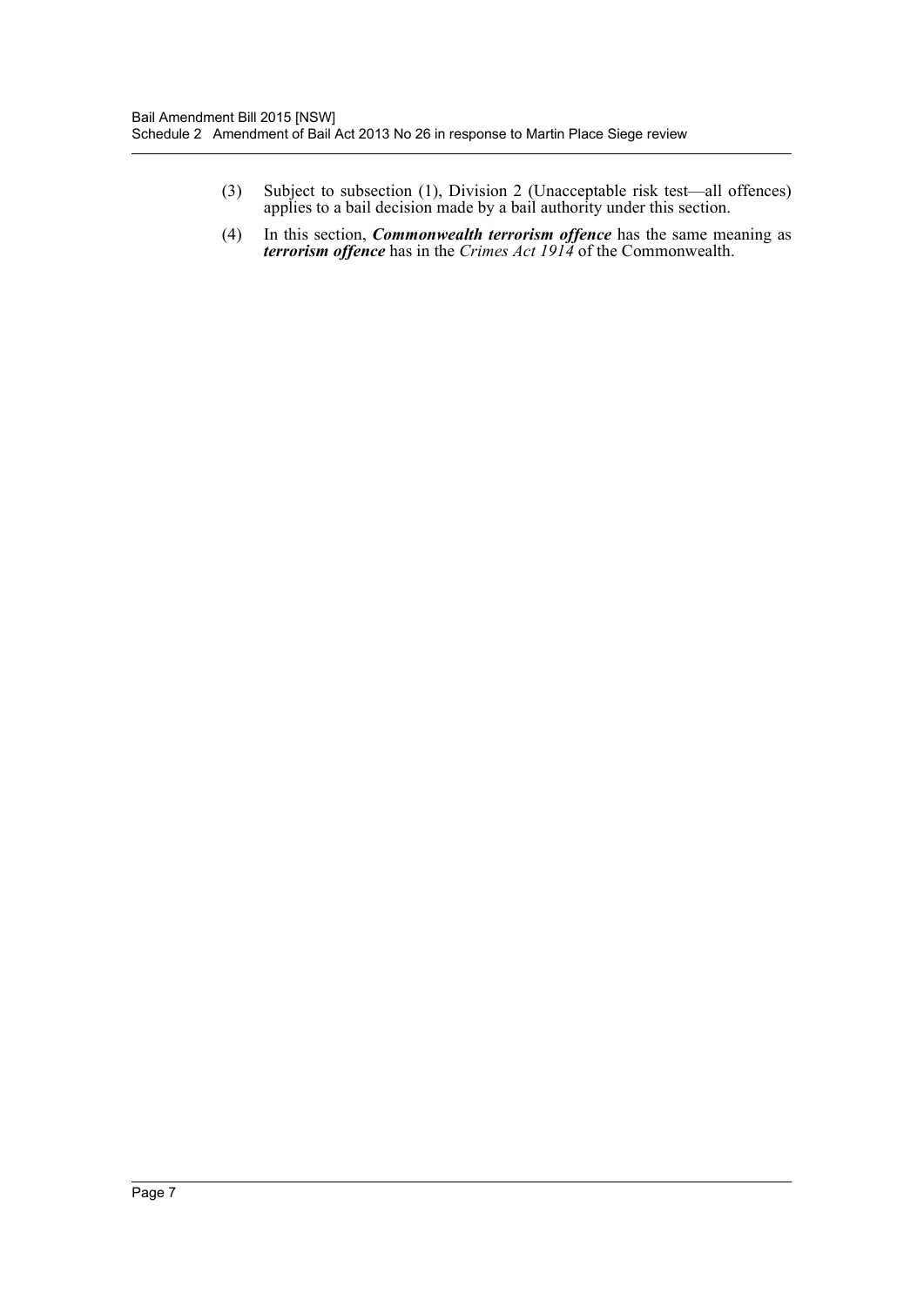(3) Subject to subsection (1), Division 2 (Unacceptable risk test—all offences) applies to a bail decision made by a bail authority under this section.

(4) In this section, ***Commonwealth terrorism offence*** has the same meaning as ***terrorism offence*** has in the *Crimes Act 1914* of the Commonwealth.